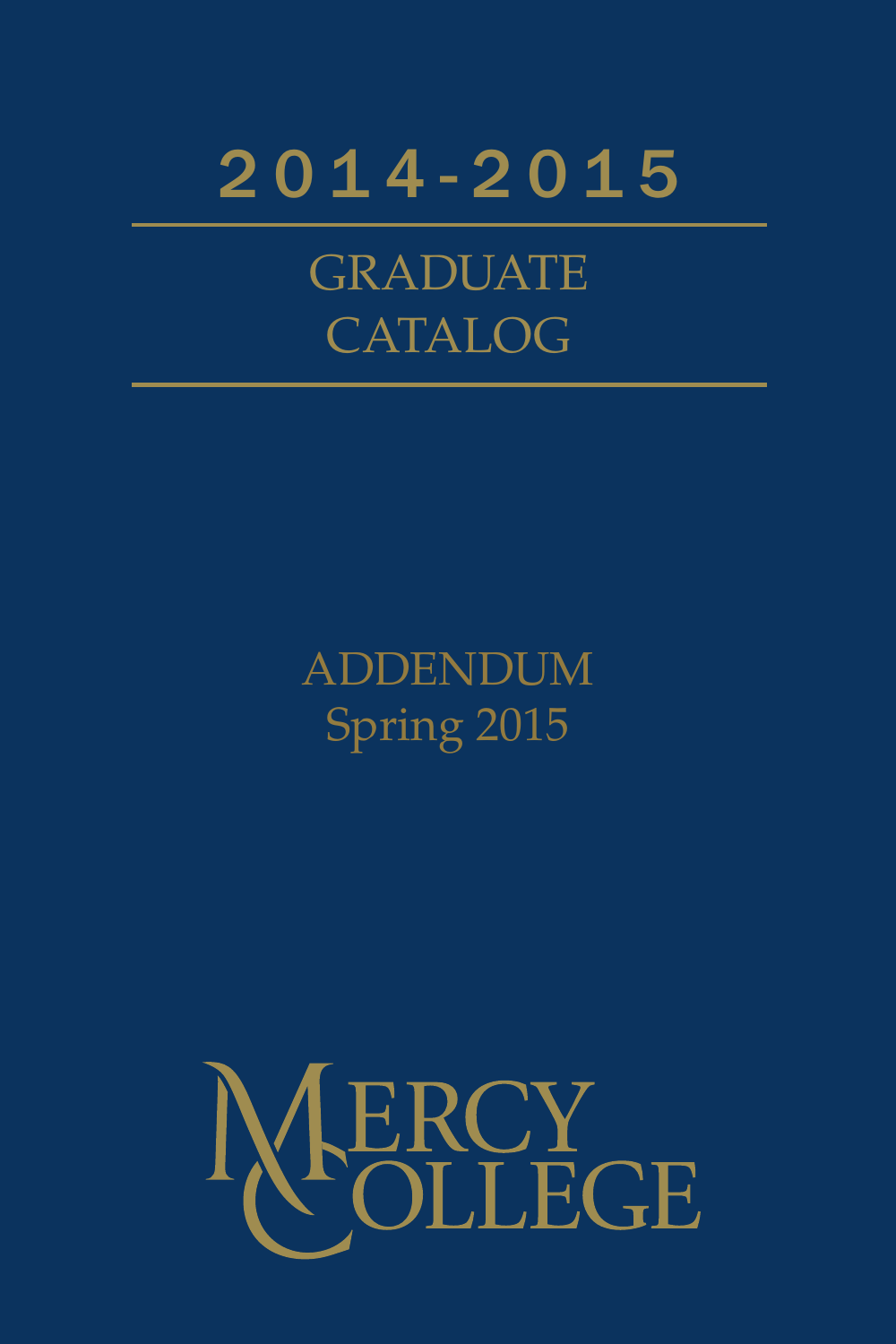# 2014-2015

## GRADUATE CATALOG

ADDENDUM
Spring 2015

MERCY COLLEGE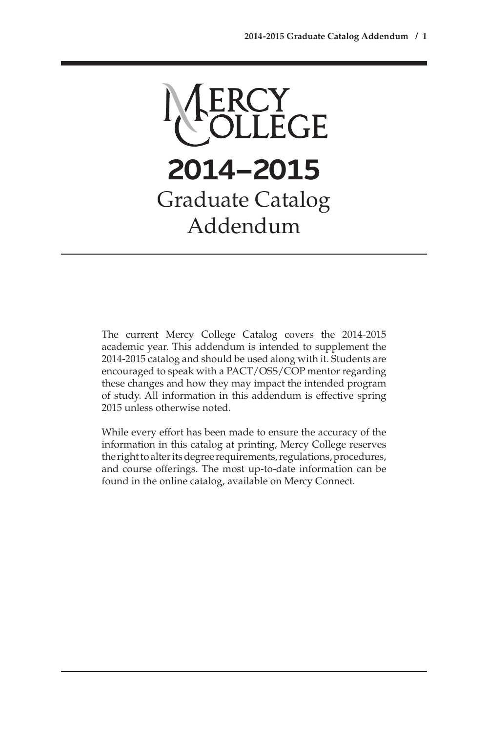# Mercy College

# 2014–2015

## Graduate Catalog Addendum

The current Mercy College Catalog covers the 2014-2015 academic year. This addendum is intended to supplement the 2014-2015 catalog and should be used along with it. Students are encouraged to speak with a PACT/OSS/COP mentor regarding these changes and how they may impact the intended program of study. All information in this addendum is effective spring 2015 unless otherwise noted.

While every effort has been made to ensure the accuracy of the information in this catalog at printing, Mercy College reserves the right to alter its degree requirements, regulations, procedures, and course offerings. The most up-to-date information can be found in the online catalog, available on Mercy Connect.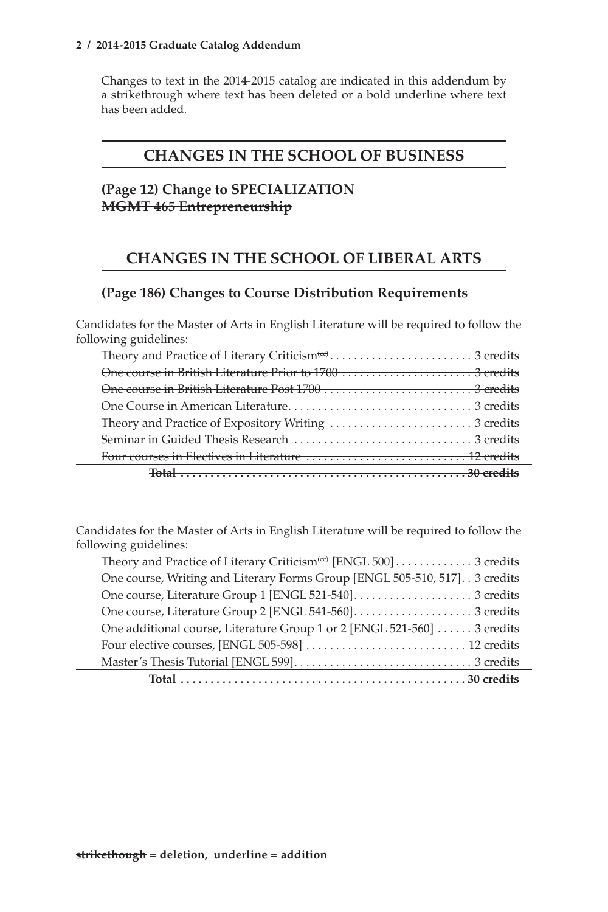Changes to text in the 2014-2015 catalog are indicated in this addendum by a strikethrough where text has been deleted or a bold underline where text has been added.

## CHANGES IN THE SCHOOL OF BUSINESS

### (Page 12) Change to SPECIALIZATION

~~**MGMT 465 Entrepreneurship**~~

## CHANGES IN THE SCHOOL OF LIBERAL ARTS

### (Page 186) Changes to Course Distribution Requirements

Candidates for the Master of Arts in English Literature will be required to follow the following guidelines:

| | |
|---|---|
| ~~Theory and Practice of Literary Criticism(cc)~~ | ~~3 credits~~ |
| ~~One course in British Literature Prior to 1700~~ | ~~3 credits~~ |
| ~~One course in British Literature Post 1700~~ | ~~3 credits~~ |
| ~~One Course in American Literature.~~ | ~~3 credits~~ |
| ~~Theory and Practice of Expository Writing~~ | ~~3 credits~~ |
| ~~Seminar in Guided Thesis Research~~ | ~~3 credits~~ |
| ~~Four courses in Electives in Literature~~ | ~~12 credits~~ |
| ~~**Total**~~ | ~~**30 credits**~~ |

Candidates for the Master of Arts in English Literature will be required to follow the following guidelines:

| | |
|---|---|
| Theory and Practice of Literary Criticism(cc) [ENGL 500] | 3 credits |
| One course, Writing and Literary Forms Group [ENGL 505-510, 517] | 3 credits |
| One course, Literature Group 1 [ENGL 521-540] | 3 credits |
| One course, Literature Group 2 [ENGL 541-560] | 3 credits |
| One additional course, Literature Group 1 or 2 [ENGL 521-560] | 3 credits |
| Four elective courses, [ENGL 505-598] | 12 credits |
| Master's Thesis Tutorial [ENGL 599] | 3 credits |
| **Total** | **30 credits** |

~~**strikethough**~~ **= deletion,** <u>**underline**</u> **= addition**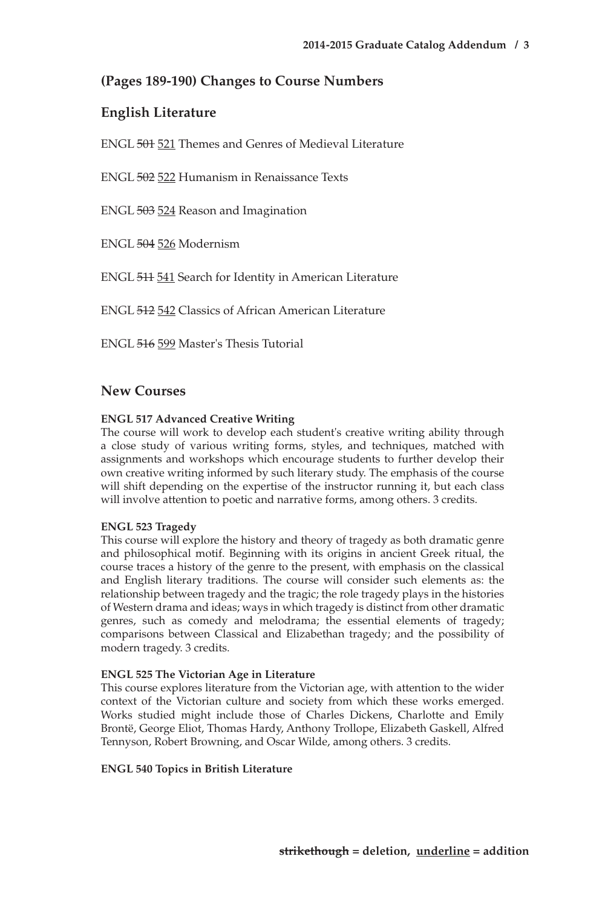## (Pages 189-190) Changes to Course Numbers

## English Literature

ENGL ~~501~~ <u>521</u> Themes and Genres of Medieval Literature

ENGL ~~502~~ <u>522</u> Humanism in Renaissance Texts

ENGL ~~503~~ <u>524</u> Reason and Imagination

ENGL ~~504~~ <u>526</u> Modernism

ENGL ~~511~~ <u>541</u> Search for Identity in American Literature

ENGL ~~512~~ <u>542</u> Classics of African American Literature

ENGL ~~516~~ <u>599</u> Master's Thesis Tutorial

## New Courses

**ENGL 517 Advanced Creative Writing**
The course will work to develop each student's creative writing ability through a close study of various writing forms, styles, and techniques, matched with assignments and workshops which encourage students to further develop their own creative writing informed by such literary study. The emphasis of the course will shift depending on the expertise of the instructor running it, but each class will involve attention to poetic and narrative forms, among others. 3 credits.

**ENGL 523 Tragedy**
This course will explore the history and theory of tragedy as both dramatic genre and philosophical motif. Beginning with its origins in ancient Greek ritual, the course traces a history of the genre to the present, with emphasis on the classical and English literary traditions. The course will consider such elements as: the relationship between tragedy and the tragic; the role tragedy plays in the histories of Western drama and ideas; ways in which tragedy is distinct from other dramatic genres, such as comedy and melodrama; the essential elements of tragedy; comparisons between Classical and Elizabethan tragedy; and the possibility of modern tragedy. 3 credits.

**ENGL 525 The Victorian Age in Literature**
This course explores literature from the Victorian age, with attention to the wider context of the Victorian culture and society from which these works emerged. Works studied might include those of Charles Dickens, Charlotte and Emily Brontë, George Eliot, Thomas Hardy, Anthony Trollope, Elizabeth Gaskell, Alfred Tennyson, Robert Browning, and Oscar Wilde, among others. 3 credits.

**ENGL 540 Topics in British Literature**

**~~strikethough~~ = deletion, <u>underline</u> = addition**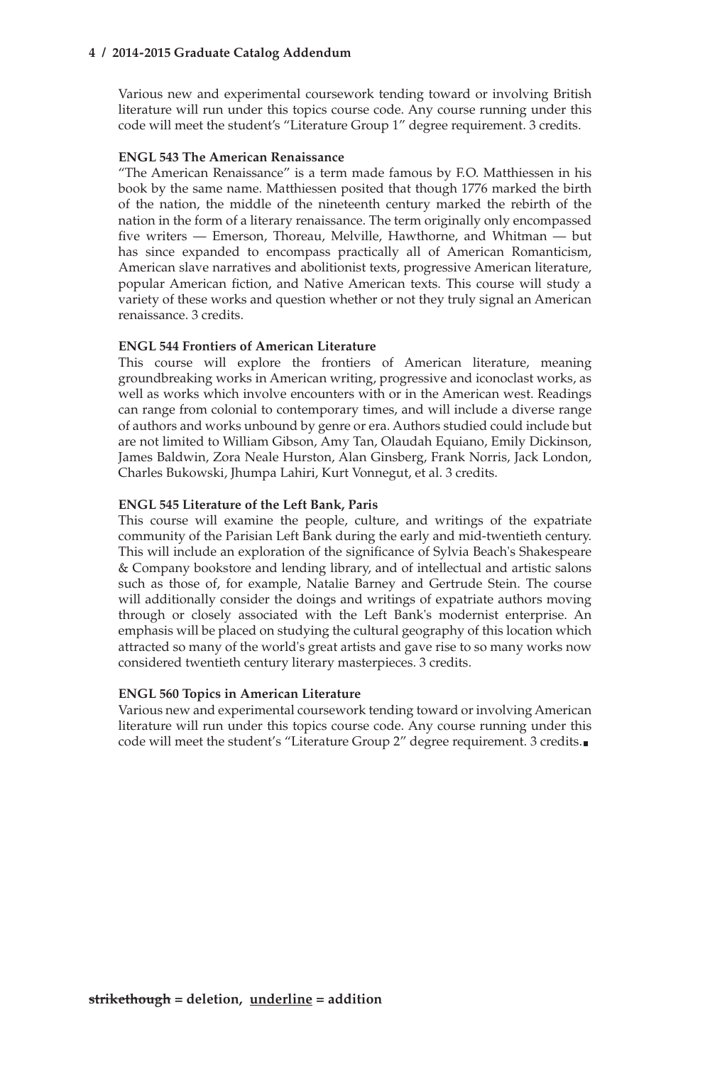Various new and experimental coursework tending toward or involving British literature will run under this topics course code. Any course running under this code will meet the student's "Literature Group 1" degree requirement. 3 credits.

**ENGL 543 The American Renaissance**

"The American Renaissance" is a term made famous by F.O. Matthiessen in his book by the same name. Matthiessen posited that though 1776 marked the birth of the nation, the middle of the nineteenth century marked the rebirth of the nation in the form of a literary renaissance. The term originally only encompassed five writers — Emerson, Thoreau, Melville, Hawthorne, and Whitman — but has since expanded to encompass practically all of American Romanticism, American slave narratives and abolitionist texts, progressive American literature, popular American fiction, and Native American texts. This course will study a variety of these works and question whether or not they truly signal an American renaissance. 3 credits.

**ENGL 544 Frontiers of American Literature**

This course will explore the frontiers of American literature, meaning groundbreaking works in American writing, progressive and iconoclast works, as well as works which involve encounters with or in the American west. Readings can range from colonial to contemporary times, and will include a diverse range of authors and works unbound by genre or era. Authors studied could include but are not limited to William Gibson, Amy Tan, Olaudah Equiano, Emily Dickinson, James Baldwin, Zora Neale Hurston, Alan Ginsberg, Frank Norris, Jack London, Charles Bukowski, Jhumpa Lahiri, Kurt Vonnegut, et al. 3 credits.

**ENGL 545 Literature of the Left Bank, Paris**

This course will examine the people, culture, and writings of the expatriate community of the Parisian Left Bank during the early and mid-twentieth century. This will include an exploration of the significance of Sylvia Beach's Shakespeare & Company bookstore and lending library, and of intellectual and artistic salons such as those of, for example, Natalie Barney and Gertrude Stein. The course will additionally consider the doings and writings of expatriate authors moving through or closely associated with the Left Bank's modernist enterprise. An emphasis will be placed on studying the cultural geography of this location which attracted so many of the world's great artists and gave rise to so many works now considered twentieth century literary masterpieces. 3 credits.

**ENGL 560 Topics in American Literature**

Various new and experimental coursework tending toward or involving American literature will run under this topics course code. Any course running under this code will meet the student's "Literature Group 2" degree requirement. 3 credits.■